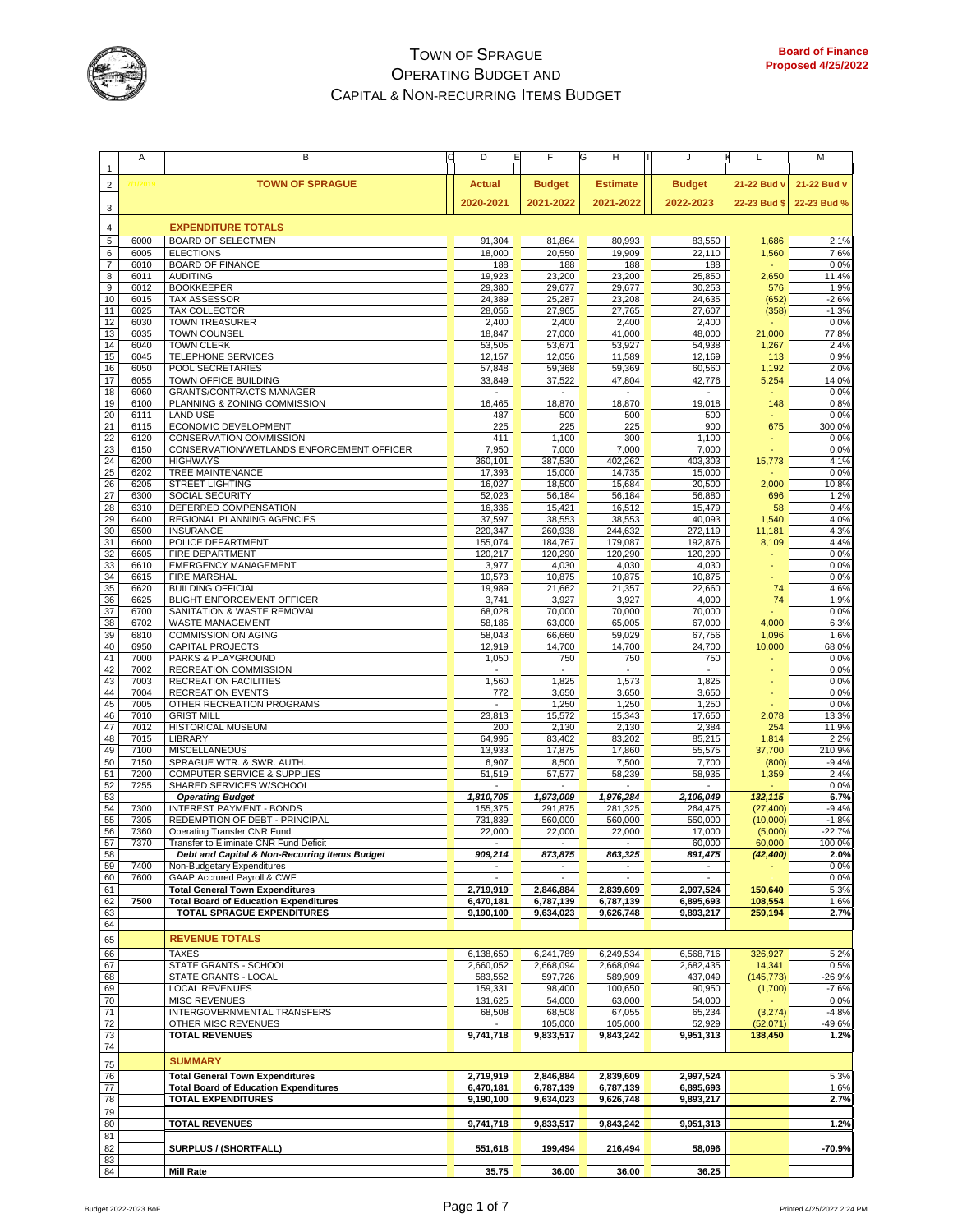# TOWN OF SPRAGUE
## OPERATING BUDGET AND
## CAPITAL & NON-RECURRING ITEMS BUDGET

**Board of Finance**
**Proposed 4/25/2022**

| | A | B | D | F | H | J | L | M |
|---|---|---|---|---|---|---|---|---|
| 1 | | | | | | | | |
| 2 | | **TOWN OF SPRAGUE** | **Actual** | **Budget** | **Estimate** | **Budget** | **21-22 Bud v** | **21-22 Bud v** |
| 3 | | | **2020-2021** | **2021-2022** | **2021-2022** | **2022-2023** | **22-23 Bud $** | **22-23 Bud %** |
| 4 | | **EXPENDITURE TOTALS** | | | | | | |
| 5 | 6000 | BOARD OF SELECTMEN | 91,304 | 81,864 | 80,993 | 83,550 | 1,686 | 2.1% |
| 6 | 6005 | ELECTIONS | 18,000 | 20,550 | 19,909 | 22,110 | 1,560 | 7.6% |
| 7 | 6010 | BOARD OF FINANCE | 188 | 188 | 188 | 188 | - | 0.0% |
| 8 | 6011 | AUDITING | 19,923 | 23,200 | 23,200 | 25,850 | 2,650 | 11.4% |
| 9 | 6012 | BOOKKEEPER | 29,380 | 29,677 | 29,677 | 30,253 | 576 | 1.9% |
| 10 | 6015 | TAX ASSESSOR | 24,389 | 25,287 | 23,208 | 24,635 | (652) | -2.6% |
| 11 | 6025 | TAX COLLECTOR | 28,056 | 27,965 | 27,765 | 27,607 | (358) | -1.3% |
| 12 | 6030 | TOWN TREASURER | 2,400 | 2,400 | 2,400 | 2,400 | - | 0.0% |
| 13 | 6035 | TOWN COUNSEL | 18,847 | 27,000 | 41,000 | 48,000 | 21,000 | 77.8% |
| 14 | 6040 | TOWN CLERK | 53,505 | 53,671 | 53,927 | 54,938 | 1,267 | 2.4% |
| 15 | 6045 | TELEPHONE SERVICES | 12,157 | 12,056 | 11,589 | 12,169 | 113 | 0.9% |
| 16 | 6050 | POOL SECRETARIES | 57,848 | 59,368 | 59,369 | 60,560 | 1,192 | 2.0% |
| 17 | 6055 | TOWN OFFICE BUILDING | 33,849 | 37,522 | 47,804 | 42,776 | 5,254 | 14.0% |
| 18 | 6060 | GRANTS/CONTRACTS MANAGER | - | - | - | - | - | 0.0% |
| 19 | 6100 | PLANNING & ZONING COMMISSION | 16,465 | 18,870 | 18,870 | 19,018 | 148 | 0.8% |
| 20 | 6111 | LAND USE | 487 | 500 | 500 | 500 | - | 0.0% |
| 21 | 6115 | ECONOMIC DEVELOPMENT | 225 | 225 | 225 | 900 | 675 | 300.0% |
| 22 | 6120 | CONSERVATION COMMISSION | 411 | 1,100 | 300 | 1,100 | - | 0.0% |
| 23 | 6150 | CONSERVATION/WETLANDS ENFORCEMENT OFFICER | 7,950 | 7,000 | 7,000 | 7,000 | - | 0.0% |
| 24 | 6200 | HIGHWAYS | 360,101 | 387,530 | 402,262 | 403,303 | 15,773 | 4.1% |
| 25 | 6202 | TREE MAINTENANCE | 17,393 | 15,000 | 14,735 | 15,000 | - | 0.0% |
| 26 | 6205 | STREET LIGHTING | 16,027 | 18,500 | 15,684 | 20,500 | 2,000 | 10.8% |
| 27 | 6300 | SOCIAL SECURITY | 52,023 | 56,184 | 56,184 | 56,880 | 696 | 1.2% |
| 28 | 6310 | DEFERRED COMPENSATION | 16,336 | 15,421 | 16,512 | 15,479 | 58 | 0.4% |
| 29 | 6400 | REGIONAL PLANNING AGENCIES | 37,597 | 38,553 | 38,553 | 40,093 | 1,540 | 4.0% |
| 30 | 6500 | INSURANCE | 220,347 | 260,938 | 244,632 | 272,119 | 11,181 | 4.3% |
| 31 | 6600 | POLICE DEPARTMENT | 155,074 | 184,767 | 179,087 | 192,876 | 8,109 | 4.4% |
| 32 | 6605 | FIRE DEPARTMENT | 120,217 | 120,290 | 120,290 | 120,290 | - | 0.0% |
| 33 | 6610 | EMERGENCY MANAGEMENT | 3,977 | 4,030 | 4,030 | 4,030 | - | 0.0% |
| 34 | 6615 | FIRE MARSHAL | 10,573 | 10,875 | 10,875 | 10,875 | - | 0.0% |
| 35 | 6620 | BUILDING OFFICIAL | 19,989 | 21,662 | 21,357 | 22,660 | 74 | 4.6% |
| 36 | 6625 | BLIGHT ENFORCEMENT OFFICER | 3,741 | 3,927 | 3,927 | 4,000 | 74 | 1.9% |
| 37 | 6700 | SANITATION & WASTE REMOVAL | 68,028 | 70,000 | 70,000 | 70,000 | - | 0.0% |
| 38 | 6702 | WASTE MANAGEMENT | 58,186 | 63,000 | 65,005 | 67,000 | 4,000 | 6.3% |
| 39 | 6810 | COMMISSION ON AGING | 58,043 | 66,660 | 59,029 | 67,756 | 1,096 | 1.6% |
| 40 | 6950 | CAPITAL PROJECTS | 12,919 | 14,700 | 14,700 | 24,700 | 10,000 | 68.0% |
| 41 | 7000 | PARKS & PLAYGROUND | 1,050 | 750 | 750 | 750 | - | 0.0% |
| 42 | 7002 | RECREATION COMMISSION | - | - | - | - | - | 0.0% |
| 43 | 7003 | RECREATION FACILITIES | 1,560 | 1,825 | 1,573 | 1,825 | - | 0.0% |
| 44 | 7004 | RECREATION EVENTS | 772 | 3,650 | 3,650 | 3,650 | - | 0.0% |
| 45 | 7005 | OTHER RECREATION PROGRAMS | - | 1,250 | 1,250 | 1,250 | - | 0.0% |
| 46 | 7010 | GRIST MILL | 23,813 | 15,572 | 15,343 | 17,650 | 2,078 | 13.3% |
| 47 | 7012 | HISTORICAL MUSEUM | 200 | 2,130 | 2,130 | 2,384 | 254 | 11.9% |
| 48 | 7015 | LIBRARY | 64,996 | 83,402 | 83,202 | 85,215 | 1,814 | 2.2% |
| 49 | 7100 | MISCELLANEOUS | 13,933 | 17,875 | 17,860 | 55,575 | 37,700 | 210.9% |
| 50 | 7150 | SPRAGUE WTR. & SWR. AUTH. | 6,907 | 8,500 | 7,500 | 7,700 | (800) | -9.4% |
| 51 | 7200 | COMPUTER SERVICE & SUPPLIES | 51,519 | 57,577 | 58,239 | 58,935 | 1,359 | 2.4% |
| 52 | 7255 | SHARED SERVICES W/SCHOOL | - | - | - | - | - | 0.0% |
| 53 | | ***Operating Budget*** | ***1,810,705*** | ***1,973,009*** | ***1,976,284*** | ***2,106,049*** | ***132,115*** | ***6.7%*** |
| 54 | 7300 | INTEREST PAYMENT - BONDS | 155,375 | 291,875 | 281,325 | 264,475 | (27,400) | -9.4% |
| 55 | 7305 | REDEMPTION OF DEBT - PRINCIPAL | 731,839 | 560,000 | 560,000 | 550,000 | (10,000) | -1.8% |
| 56 | 7360 | Operating Transfer CNR Fund | 22,000 | 22,000 | 22,000 | 17,000 | (5,000) | -22.7% |
| 57 | 7370 | Transfer to Eliminate CNR Fund Deficit | - | - | - | 60,000 | 60,000 | 100.0% |
| 58 | | ***Debt and Capital & Non-Recurring Items Budget*** | ***909,214*** | ***873,875*** | ***863,325*** | ***891,475*** | ***(42,400)*** | ***2.0%*** |
| 59 | 7400 | Non-Budgetary Expenditures | - | - | - | - | - | 0.0% |
| 60 | 7600 | GAAP Accrued Payroll & CWF | - | - | - | - | | 0.0% |
| 61 | | **Total General Town Expenditures** | **2,719,919** | **2,846,884** | **2,839,609** | **2,997,524** | **150,640** | **5.3%** |
| 62 | **7500** | **Total Board of Education Expenditures** | **6,470,181** | **6,787,139** | **6,787,139** | **6,895,693** | **108,554** | **1.6%** |
| 63 | | **TOTAL SPRAGUE EXPENDITURES** | **9,190,100** | **9,634,023** | **9,626,748** | **9,893,217** | **259,194** | **2.7%** |
| 64 | | | | | | | | |
| 65 | | **REVENUE TOTALS** | | | | | | |
| 66 | | TAXES | 6,138,650 | 6,241,789 | 6,249,534 | 6,568,716 | 326,927 | 5.2% |
| 67 | | STATE GRANTS - SCHOOL | 2,660,052 | 2,668,094 | 2,668,094 | 2,682,435 | 14,341 | 0.5% |
| 68 | | STATE GRANTS - LOCAL | 583,552 | 597,726 | 589,909 | 437,049 | (145,773) | -26.9% |
| 69 | | LOCAL REVENUES | 159,331 | 98,400 | 100,650 | 90,950 | (1,700) | -7.6% |
| 70 | | MISC REVENUES | 131,625 | 54,000 | 63,000 | 54,000 | - | 0.0% |
| 71 | | INTERGOVERNMENTAL TRANSFERS | 68,508 | 68,508 | 67,055 | 65,234 | (3,274) | -4.8% |
| 72 | | OTHER MISC REVENUES | - | 105,000 | 105,000 | 52,929 | (52,071) | -49.6% |
| 73 | | **TOTAL REVENUES** | **9,741,718** | **9,833,517** | **9,843,242** | **9,951,313** | **138,450** | **1.2%** |
| 74 | | | | | | | | |
| 75 | | **SUMMARY** | | | | | | |
| 76 | | **Total General Town Expenditures** | **2,719,919** | **2,846,884** | **2,839,609** | **2,997,524** | | **5.3%** |
| 77 | | **Total Board of Education Expenditures** | **6,470,181** | **6,787,139** | **6,787,139** | **6,895,693** | | **1.6%** |
| 78 | | **TOTAL EXPENDITURES** | **9,190,100** | **9,634,023** | **9,626,748** | **9,893,217** | | **2.7%** |
| 79 | | | | | | | | |
| 80 | | **TOTAL REVENUES** | **9,741,718** | **9,833,517** | **9,843,242** | **9,951,313** | | **1.2%** |
| 81 | | | | | | | | |
| 82 | | **SURPLUS / (SHORTFALL)** | **551,618** | **199,494** | **216,494** | **58,096** | | **-70.9%** |
| 83 | | | | | | | | |
| 84 | | **Mill Rate** | **35.75** | **36.00** | **36.00** | **36.25** | | |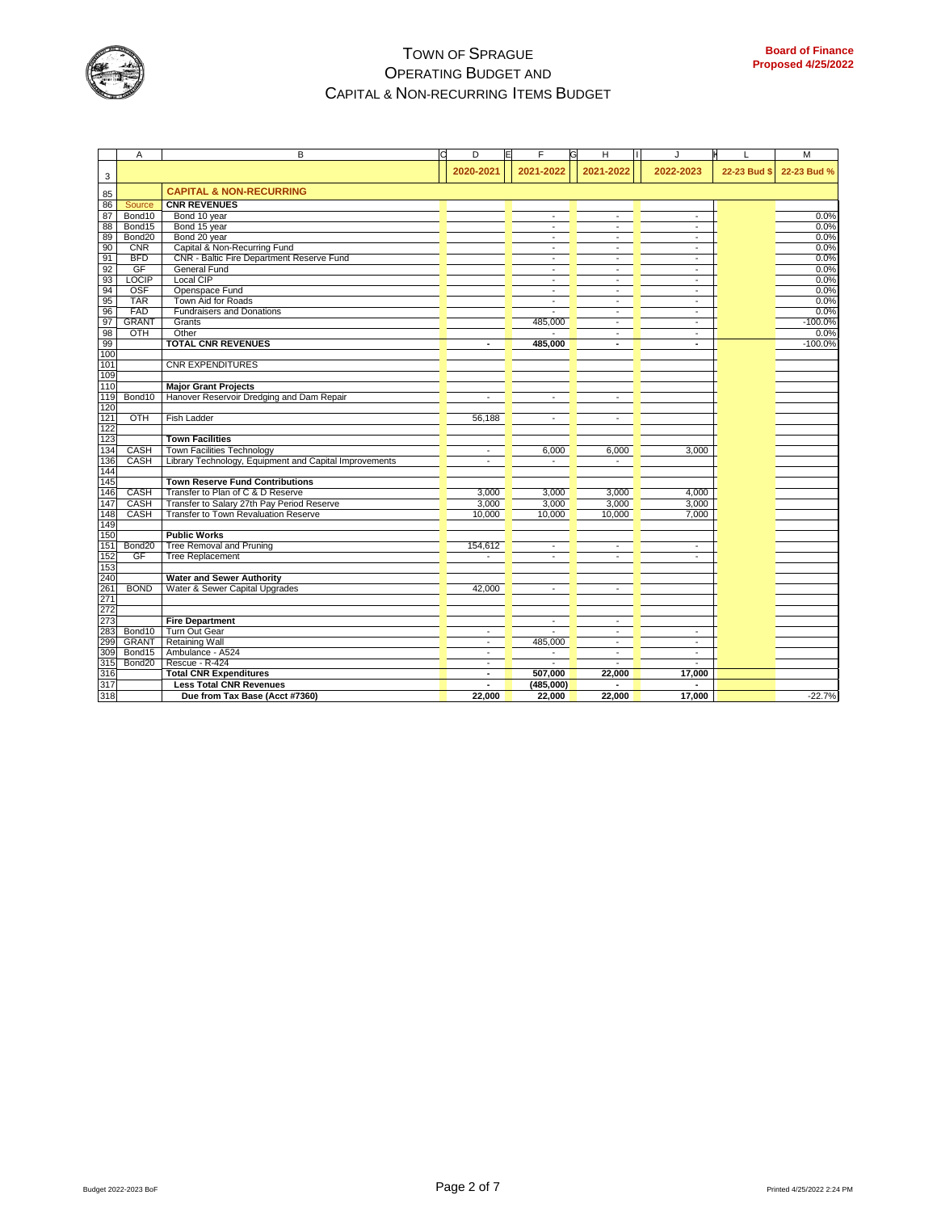# Town of Sprague
## Operating Budget and
## Capital & Non-Recurring Items Budget

**Board of Finance**
**Proposed 4/25/2022**

| | A | B | D | F | H | J | L | M |
|---|---|---|---|---|---|---|---|---|
| 3 | | | 2020-2021 | 2021-2022 | 2021-2022 | 2022-2023 | 22-23 Bud $ | 22-23 Bud % |
| 85 | | **CAPITAL & NON-RECURRING** | | | | | | |
| 86 | Source | **CNR REVENUES** | | | | | | |
| 87 | Bond10 | Bond 10 year | | - | - | - | | 0.0% |
| 88 | Bond15 | Bond 15 year | | - | - | - | | 0.0% |
| 89 | Bond20 | Bond 20 year | | - | - | - | | 0.0% |
| 90 | CNR | Capital & Non-Recurring Fund | | - | - | - | | 0.0% |
| 91 | BFD | CNR - Baltic Fire Department Reserve Fund | | - | - | - | | 0.0% |
| 92 | GF | General Fund | | - | - | - | | 0.0% |
| 93 | LOCIP | Local CIP | | - | - | - | | 0.0% |
| 94 | OSF | Openspace Fund | | - | - | - | | 0.0% |
| 95 | TAR | Town Aid for Roads | | - | - | - | | 0.0% |
| 96 | FAD | Fundraisers and Donations | | - | - | - | | 0.0% |
| 97 | GRANT | Grants | | 485,000 | - | - | | -100.0% |
| 98 | OTH | Other | | - | - | - | | 0.0% |
| 99 | | **TOTAL CNR REVENUES** | - | **485,000** | - | - | | -100.0% |
| 100 | | | | | | | | |
| 101 | | CNR EXPENDITURES | | | | | | |
| 109 | | | | | | | | |
| 110 | | **Major Grant Projects** | | | | | | |
| 119 | Bond10 | Hanover Reservoir Dredging and Dam Repair | - | - | - | | | |
| 120 | | | | | | | | |
| 121 | OTH | Fish Ladder | 56,188 | - | - | | | |
| 122 | | | | | | | | |
| 123 | | **Town Facilities** | | | | | | |
| 134 | CASH | Town Facilities Technology | - | 6,000 | 6,000 | 3,000 | | |
| 136 | CASH | Library Technology, Equipment and Capital Improvements | - | - | - | | | |
| 144 | | | | | | | | |
| 145 | | **Town Reserve Fund Contributions** | | | | | | |
| 146 | CASH | Transfer to Plan of C & D Reserve | 3,000 | 3,000 | 3,000 | 4,000 | | |
| 147 | CASH | Transfer to Salary 27th Pay Period Reserve | 3,000 | 3,000 | 3,000 | 3,000 | | |
| 148 | CASH | Transfer to Town Revaluation Reserve | 10,000 | 10,000 | 10,000 | 7,000 | | |
| 149 | | | | | | | | |
| 150 | | **Public Works** | | | | | | |
| 151 | Bond20 | Tree Removal and Pruning | 154,612 | - | - | - | | |
| 152 | GF | Tree Replacement | - | - | - | - | | |
| 153 | | | | | | | | |
| 240 | | **Water and Sewer Authority** | | | | | | |
| 261 | BOND | Water & Sewer Capital Upgrades | 42,000 | - | - | | | |
| 271 | | | | | | | | |
| 272 | | | | | | | | |
| 273 | | **Fire Department** | | - | - | | | |
| 283 | Bond10 | Turn Out Gear | - | - | - | - | | |
| 299 | GRANT | Retaining Wall | - | 485,000 | - | - | | |
| 309 | Bond15 | Ambulance - A524 | - | - | - | - | | |
| 315 | Bond20 | Rescue - R-424 | - | - | - | - | | |
| 316 | | **Total CNR Expenditures** | - | **507,000** | **22,000** | **17,000** | | |
| 317 | | **Less Total CNR Revenues** | - | **(485,000)** | - | - | | |
| 318 | | **Due from Tax Base (Acct #7360)** | **22,000** | **22,000** | **22,000** | **17,000** | | -22.7% |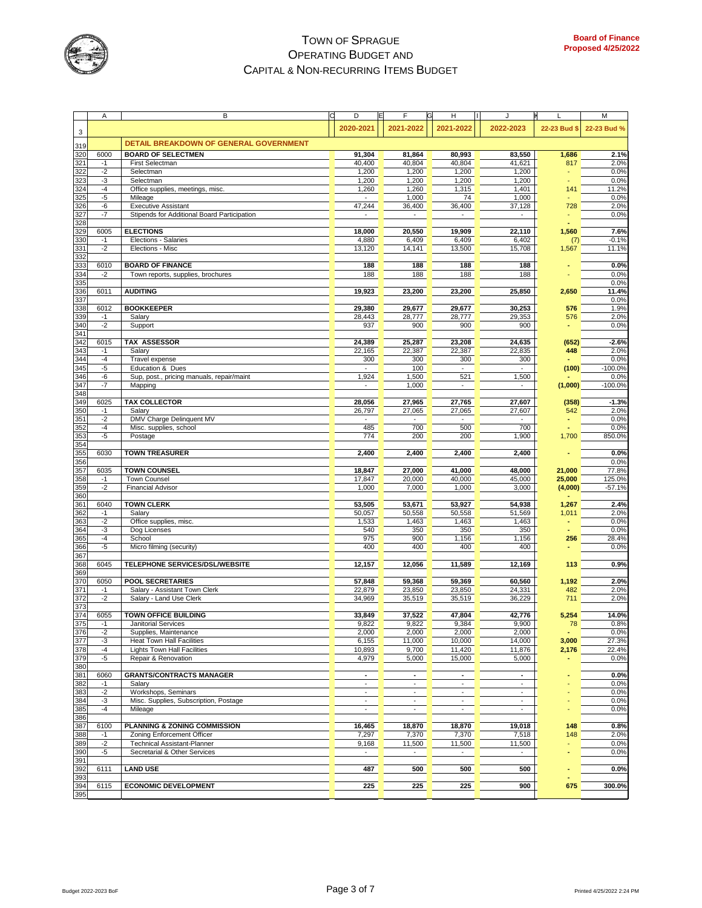# TOWN OF SPRAGUE
## OPERATING BUDGET AND
## CAPITAL & NON-RECURRING ITEMS BUDGET

**Board of Finance Proposed 4/25/2022**

| | A | B | D | F | H | J | L | M |
|---|---|---|---|---|---|---|---|---|
| 3 | | | 2020-2021 | 2021-2022 | 2021-2022 | 2022-2023 | 22-23 Bud $ | 22-23 Bud % |
| 319 | | **DETAIL BREAKDOWN OF GENERAL GOVERNMENT** | | | | | | |
| 320 | 6000 | **BOARD OF SELECTMEN** | **91,304** | **81,864** | **80,993** | **83,550** | **1,686** | **2.1%** |
| 321 | -1 | First Selectman | 40,400 | 40,804 | 40,804 | 41,621 | 817 | 2.0% |
| 322 | -2 | Selectman | 1,200 | 1,200 | 1,200 | 1,200 | - | 0.0% |
| 323 | -3 | Selectman | 1,200 | 1,200 | 1,200 | 1,200 | - | 0.0% |
| 324 | -4 | Office supplies, meetings, misc. | 1,260 | 1,260 | 1,315 | 1,401 | 141 | 11.2% |
| 325 | -5 | Mileage | - | 1,000 | 74 | 1,000 | - | 0.0% |
| 326 | -6 | Executive Assistant | 47,244 | 36,400 | 36,400 | 37,128 | 728 | 2.0% |
| 327 | -7 | Stipends for Additional Board Participation | - | - | - | - | - | 0.0% |
| 328 | | | | | | | - | |
| 329 | 6005 | **ELECTIONS** | **18,000** | **20,550** | **19,909** | **22,110** | **1,560** | **7.6%** |
| 330 | -1 | Elections - Salaries | 4,880 | 6,409 | 6,409 | 6,402 | (7) | -0.1% |
| 331 | -2 | Elections - Misc | 13,120 | 14,141 | 13,500 | 15,708 | 1,567 | 11.1% |
| 332 | | | | | | | | |
| 333 | 6010 | **BOARD OF FINANCE** | **188** | **188** | **188** | **188** | **-** | **0.0%** |
| 334 | -2 | Town reports, supplies, brochures | 188 | 188 | 188 | 188 | - | 0.0% |
| 335 | | | | | | | | 0.0% |
| 336 | 6011 | **AUDITING** | **19,923** | **23,200** | **23,200** | **25,850** | **2,650** | **11.4%** |
| 337 | | | | | | | | 0.0% |
| 338 | 6012 | **BOOKKEEPER** | **29,380** | **29,677** | **29,677** | **30,253** | **576** | **1.9%** |
| 339 | -1 | Salary | 28,443 | 28,777 | 28,777 | 29,353 | 576 | 2.0% |
| 340 | -2 | Support | 937 | 900 | 900 | 900 | - | 0.0% |
| 341 | | | | | | | | |
| 342 | 6015 | **TAX ASSESSOR** | **24,389** | **25,287** | **23,208** | **24,635** | **(652)** | **-2.6%** |
| 343 | -1 | Salary | 22,165 | 22,387 | 22,387 | 22,835 | 448 | 2.0% |
| 344 | -4 | Travel expense | 300 | 300 | 300 | 300 | - | 0.0% |
| 345 | -5 | Education & Dues | - | 100 | - | - | (100) | -100.0% |
| 346 | -6 | Sup, post., pricing manuals, repair/maint | 1,924 | 1,500 | 521 | 1,500 | - | 0.0% |
| 347 | -7 | Mapping | - | 1,000 | - | - | (1,000) | -100.0% |
| 348 | | | | | | | | |
| 349 | 6025 | **TAX COLLECTOR** | **28,056** | **27,965** | **27,765** | **27,607** | **(358)** | **-1.3%** |
| 350 | -1 | Salary | 26,797 | 27,065 | 27,065 | 27,607 | 542 | 2.0% |
| 351 | -2 | DMV Charge Delinquent MV | - | - | - | - | - | 0.0% |
| 352 | -4 | Misc. supplies, school | 485 | 700 | 500 | 700 | - | 0.0% |
| 353 | -5 | Postage | 774 | 200 | 200 | 1,900 | 1,700 | 850.0% |
| 354 | | | | | | | | |
| 355 | 6030 | **TOWN TREASURER** | **2,400** | **2,400** | **2,400** | **2,400** | **-** | **0.0%** |
| 356 | | | | | | | | 0.0% |
| 357 | 6035 | **TOWN COUNSEL** | **18,847** | **27,000** | **41,000** | **48,000** | **21,000** | 77.8% |
| 358 | -1 | Town Counsel | 17,847 | 20,000 | 40,000 | 45,000 | 25,000 | 125.0% |
| 359 | -2 | Financial Advisor | 1,000 | 7,000 | 1,000 | 3,000 | (4,000) | -57.1% |
| 360 | | | | | | | - | |
| 361 | 6040 | **TOWN CLERK** | **53,505** | **53,671** | **53,927** | **54,938** | **1,267** | **2.4%** |
| 362 | -1 | Salary | 50,057 | 50,558 | 50,558 | 51,569 | 1,011 | 2.0% |
| 363 | -2 | Office supplies, misc. | 1,533 | 1,463 | 1,463 | 1,463 | - | 0.0% |
| 364 | -3 | Dog Licenses | 540 | 350 | 350 | 350 | - | 0.0% |
| 365 | -4 | School | 975 | 900 | 1,156 | 1,156 | 256 | 28.4% |
| 366 | -5 | Micro filming (security) | 400 | 400 | 400 | 400 | - | 0.0% |
| 367 | | | | | | | | |
| 368 | 6045 | **TELEPHONE SERVICES/DSL/WEBSITE** | **12,157** | **12,056** | **11,589** | **12,169** | **113** | **0.9%** |
| 369 | | | | | | | | |
| 370 | 6050 | **POOL SECRETARIES** | **57,848** | **59,368** | **59,369** | **60,560** | **1,192** | **2.0%** |
| 371 | -1 | Salary - Assistant Town Clerk | 22,879 | 23,850 | 23,850 | 24,331 | 482 | 2.0% |
| 372 | -2 | Salary - Land Use Clerk | 34,969 | 35,519 | 35,519 | 36,229 | 711 | 2.0% |
| 373 | | | | | | | | |
| 374 | 6055 | **TOWN OFFICE BUILDING** | **33,849** | **37,522** | **47,804** | **42,776** | **5,254** | **14.0%** |
| 375 | -1 | Janitorial Services | 9,822 | 9,822 | 9,384 | 9,900 | 78 | 0.8% |
| 376 | -2 | Supplies, Maintenance | 2,000 | 2,000 | 2,000 | 2,000 | - | 0.0% |
| 377 | -3 | Heat Town Hall Facilities | 6,155 | 11,000 | 10,000 | 14,000 | 3,000 | 27.3% |
| 378 | -4 | Lights Town Hall Facilities | 10,893 | 9,700 | 11,420 | 11,876 | 2,176 | 22.4% |
| 379 | -5 | Repair & Renovation | 4,979 | 5,000 | 15,000 | 5,000 | - | 0.0% |
| 380 | | | | | | | | |
| 381 | 6060 | **GRANTS/CONTRACTS MANAGER** | **-** | **-** | **-** | **-** | **-** | **0.0%** |
| 382 | -1 | Salary | - | - | - | - | - | 0.0% |
| 383 | -2 | Workshops, Seminars | - | - | - | - | - | 0.0% |
| 384 | -3 | Misc. Supplies, Subscription, Postage | - | - | - | - | - | 0.0% |
| 385 | -4 | Mileage | - | - | - | - | - | 0.0% |
| 386 | | | | | | | | |
| 387 | 6100 | **PLANNING & ZONING COMMISSION** | **16,465** | **18,870** | **18,870** | **19,018** | **148** | **0.8%** |
| 388 | -1 | Zoning Enforcement Officer | 7,297 | 7,370 | 7,370 | 7,518 | 148 | 2.0% |
| 389 | -2 | Technical Assistant-Planner | 9,168 | 11,500 | 11,500 | 11,500 | - | 0.0% |
| 390 | -5 | Secretarial & Other Services | - | - | - | - | - | 0.0% |
| 391 | | | | | | | | |
| 392 | 6111 | **LAND USE** | **487** | **500** | **500** | **500** | **-** | **0.0%** |
| 393 | | | | | | | - | |
| 394 | 6115 | **ECONOMIC DEVELOPMENT** | **225** | **225** | **225** | **900** | **675** | **300.0%** |
| 395 | | | | | | | | |

Budget 2022-2023 BoF — Printed 4/25/2022 2:24 PM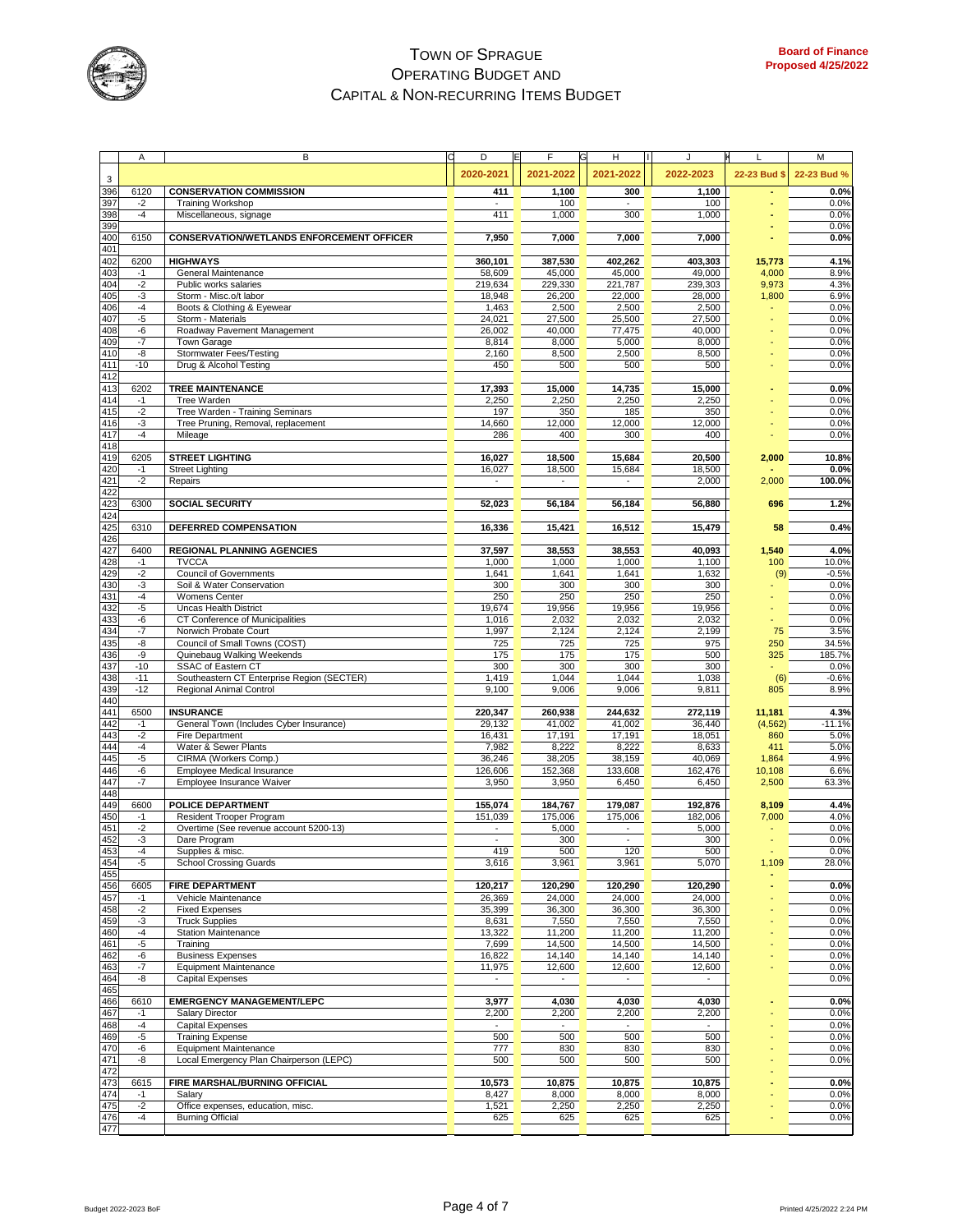# TOWN OF SPRAGUE
## OPERATING BUDGET AND
## CAPITAL & NON-RECURRING ITEMS BUDGET

**Board of Finance Proposed 4/25/2022**

| | A | B | D | F | H | J | L | M |
|---|---|---|---|---|---|---|---|---|
| 3 | | | 2020-2021 | 2021-2022 | 2021-2022 | 2022-2023 | 22-23 Bud $ | 22-23 Bud % |
| 396 | 6120 | **CONSERVATION COMMISSION** | **411** | **1,100** | **300** | **1,100** | **-** | **0.0%** |
| 397 | -2 | Training Workshop | - | 100 | - | 100 | - | 0.0% |
| 398 | -4 | Miscellaneous, signage | 411 | 1,000 | 300 | 1,000 | - | 0.0% |
| 399 | | | | | | | - | 0.0% |
| 400 | 6150 | **CONSERVATION/WETLANDS ENFORCEMENT OFFICER** | **7,950** | **7,000** | **7,000** | **7,000** | **-** | **0.0%** |
| 401 | | | | | | | | |
| 402 | 6200 | **HIGHWAYS** | **360,101** | **387,530** | **402,262** | **403,303** | **15,773** | **4.1%** |
| 403 | -1 | General Maintenance | 58,609 | 45,000 | 45,000 | 49,000 | 4,000 | 8.9% |
| 404 | -2 | Public works salaries | 219,634 | 229,330 | 221,787 | 239,303 | 9,973 | 4.3% |
| 405 | -3 | Storm - Misc.o/t labor | 18,948 | 26,200 | 22,000 | 28,000 | 1,800 | 6.9% |
| 406 | -4 | Boots & Clothing & Eyewear | 1,463 | 2,500 | 2,500 | 2,500 | - | 0.0% |
| 407 | -5 | Storm - Materials | 24,021 | 27,500 | 25,500 | 27,500 | - | 0.0% |
| 408 | -6 | Roadway Pavement Management | 26,002 | 40,000 | 77,475 | 40,000 | - | 0.0% |
| 409 | -7 | Town Garage | 8,814 | 8,000 | 5,000 | 8,000 | - | 0.0% |
| 410 | -8 | Stormwater Fees/Testing | 2,160 | 8,500 | 2,500 | 8,500 | - | 0.0% |
| 411 | -10 | Drug & Alcohol Testing | 450 | 500 | 500 | 500 | - | 0.0% |
| 412 | | | | | | | | |
| 413 | 6202 | **TREE MAINTENANCE** | **17,393** | **15,000** | **14,735** | **15,000** | **-** | **0.0%** |
| 414 | -1 | Tree Warden | 2,250 | 2,250 | 2,250 | 2,250 | - | 0.0% |
| 415 | -2 | Tree Warden - Training Seminars | 197 | 350 | 185 | 350 | - | 0.0% |
| 416 | -3 | Tree Pruning, Removal, replacement | 14,660 | 12,000 | 12,000 | 12,000 | - | 0.0% |
| 417 | -4 | Mileage | 286 | 400 | 300 | 400 | - | 0.0% |
| 418 | | | | | | | | |
| 419 | 6205 | **STREET LIGHTING** | **16,027** | **18,500** | **15,684** | **20,500** | **2,000** | **10.8%** |
| 420 | -1 | Street Lighting | 16,027 | 18,500 | 15,684 | 18,500 | - | 0.0% |
| 421 | -2 | Repairs | - | - | - | 2,000 | 2,000 | 100.0% |
| 422 | | | | | | | | |
| 423 | 6300 | **SOCIAL SECURITY** | **52,023** | **56,184** | **56,184** | **56,880** | **696** | **1.2%** |
| 424 | | | | | | | | |
| 425 | 6310 | **DEFERRED COMPENSATION** | **16,336** | **15,421** | **16,512** | **15,479** | **58** | **0.4%** |
| 426 | | | | | | | | |
| 427 | 6400 | **REGIONAL PLANNING AGENCIES** | **37,597** | **38,553** | **38,553** | **40,093** | **1,540** | **4.0%** |
| 428 | -1 | TVCCA | 1,000 | 1,000 | 1,000 | 1,100 | 100 | 10.0% |
| 429 | -2 | Council of Governments | 1,641 | 1,641 | 1,641 | 1,632 | (9) | -0.5% |
| 430 | -3 | Soil & Water Conservation | 300 | 300 | 300 | 300 | - | 0.0% |
| 431 | -4 | Womens Center | 250 | 250 | 250 | 250 | - | 0.0% |
| 432 | -5 | Uncas Health District | 19,674 | 19,956 | 19,956 | 19,956 | - | 0.0% |
| 433 | -6 | CT Conference of Municipalities | 1,016 | 2,032 | 2,032 | 2,032 | - | 0.0% |
| 434 | -7 | Norwich Probate Court | 1,997 | 2,124 | 2,124 | 2,199 | 75 | 3.5% |
| 435 | -8 | Council of Small Towns (COST) | 725 | 725 | 725 | 975 | 250 | 34.5% |
| 436 | -9 | Quinebaug Walking Weekends | 175 | 175 | 175 | 500 | 325 | 185.7% |
| 437 | -10 | SSAC of Eastern CT | 300 | 300 | 300 | 300 | - | 0.0% |
| 438 | -11 | Southeastern CT Enterprise Region (SECTER) | 1,419 | 1,044 | 1,044 | 1,038 | (6) | -0.6% |
| 439 | -12 | Regional Animal Control | 9,100 | 9,006 | 9,006 | 9,811 | 805 | 8.9% |
| 440 | | | | | | | | |
| 441 | 6500 | **INSURANCE** | **220,347** | **260,938** | **244,632** | **272,119** | **11,181** | **4.3%** |
| 442 | -1 | General Town (Includes Cyber Insurance) | 29,132 | 41,002 | 41,002 | 36,440 | (4,562) | -11.1% |
| 443 | -2 | Fire Department | 16,431 | 17,191 | 17,191 | 18,051 | 860 | 5.0% |
| 444 | -4 | Water & Sewer Plants | 7,982 | 8,222 | 8,222 | 8,633 | 411 | 5.0% |
| 445 | -5 | CIRMA (Workers Comp.) | 36,246 | 38,205 | 38,159 | 40,069 | 1,864 | 4.9% |
| 446 | -6 | Employee Medical Insurance | 126,606 | 152,368 | 133,608 | 162,476 | 10,108 | 6.6% |
| 447 | -7 | Employee Insurance Waiver | 3,950 | 3,950 | 6,450 | 6,450 | 2,500 | 63.3% |
| 448 | | | | | | | | |
| 449 | 6600 | **POLICE DEPARTMENT** | **155,074** | **184,767** | **179,087** | **192,876** | **8,109** | **4.4%** |
| 450 | -1 | Resident Trooper Program | 151,039 | 175,006 | 175,006 | 182,006 | 7,000 | 4.0% |
| 451 | -2 | Overtime (See revenue account 5200-13) | - | 5,000 | - | 5,000 | - | 0.0% |
| 452 | -3 | Dare Program | - | 300 | - | 300 | - | 0.0% |
| 453 | -4 | Supplies & misc. | 419 | 500 | 120 | 500 | - | 0.0% |
| 454 | -5 | School Crossing Guards | 3,616 | 3,961 | 3,961 | 5,070 | 1,109 | 28.0% |
| 455 | | | | | | | - | |
| 456 | 6605 | **FIRE DEPARTMENT** | **120,217** | **120,290** | **120,290** | **120,290** | **-** | **0.0%** |
| 457 | -1 | Vehicle Maintenance | 26,369 | 24,000 | 24,000 | 24,000 | - | 0.0% |
| 458 | -2 | Fixed Expenses | 35,399 | 36,300 | 36,300 | 36,300 | - | 0.0% |
| 459 | -3 | Truck Supplies | 8,631 | 7,550 | 7,550 | 7,550 | - | 0.0% |
| 460 | -4 | Station Maintenance | 13,322 | 11,200 | 11,200 | 11,200 | - | 0.0% |
| 461 | -5 | Training | 7,699 | 14,500 | 14,500 | 14,500 | - | 0.0% |
| 462 | -6 | Business Expenses | 16,822 | 14,140 | 14,140 | 14,140 | - | 0.0% |
| 463 | -7 | Equipment Maintenance | 11,975 | 12,600 | 12,600 | 12,600 | - | 0.0% |
| 464 | -8 | Capital Expenses | - | - | - | - | | 0.0% |
| 465 | | | | | | | | |
| 466 | 6610 | **EMERGENCY MANAGEMENT/LEPC** | **3,977** | **4,030** | **4,030** | **4,030** | **-** | **0.0%** |
| 467 | -1 | Salary Director | 2,200 | 2,200 | 2,200 | 2,200 | - | 0.0% |
| 468 | -4 | Capital Expenses | - | - | - | - | - | 0.0% |
| 469 | -5 | Training Expense | 500 | 500 | 500 | 500 | - | 0.0% |
| 470 | -6 | Equipment Maintenance | 777 | 830 | 830 | 830 | - | 0.0% |
| 471 | -8 | Local Emergency Plan Chairperson (LEPC) | 500 | 500 | 500 | 500 | - | 0.0% |
| 472 | | | | | | | - | |
| 473 | 6615 | **FIRE MARSHAL/BURNING OFFICIAL** | **10,573** | **10,875** | **10,875** | **10,875** | **-** | **0.0%** |
| 474 | -1 | Salary | 8,427 | 8,000 | 8,000 | 8,000 | - | 0.0% |
| 475 | -2 | Office expenses, education, misc. | 1,521 | 2,250 | 2,250 | 2,250 | - | 0.0% |
| 476 | -4 | Burning Official | 625 | 625 | 625 | 625 | - | 0.0% |
| 477 | | | | | | | | |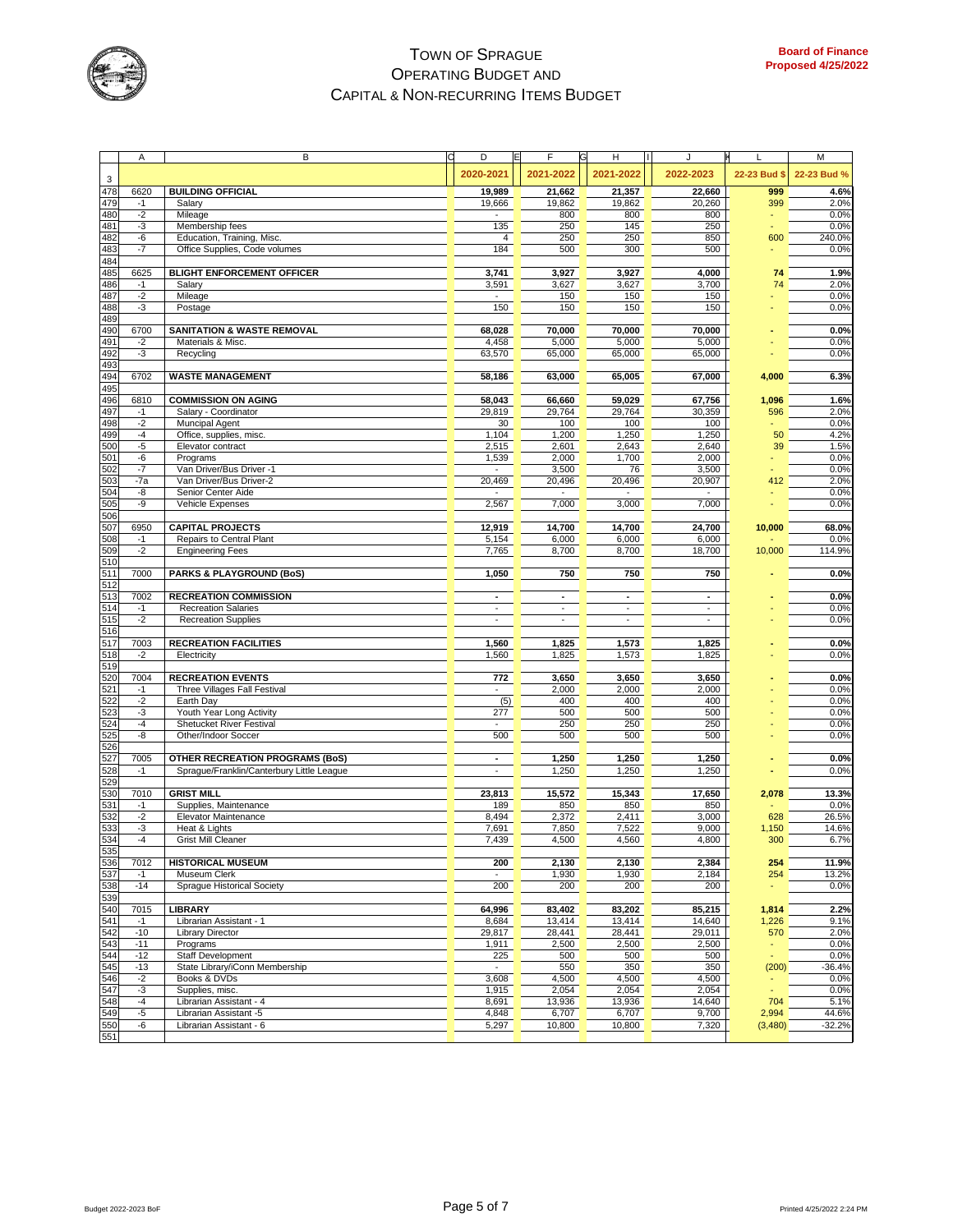# Town of Sprague
## Operating Budget and
## Capital & Non-Recurring Items Budget

**Board of Finance Proposed 4/25/2022**

| Row | A | B | 2020-2021 | 2021-2022 | 2021-2022 | 2022-2023 | 22-23 Bud $ | 22-23 Bud % |
|---|---|---|---|---|---|---|---|---|
| 478 | 6620 | **BUILDING OFFICIAL** | **19,989** | **21,662** | **21,357** | **22,660** | **999** | **4.6%** |
| 479 | -1 | Salary | 19,666 | 19,862 | 19,862 | 20,260 | 399 | 2.0% |
| 480 | -2 | Mileage | - | 800 | 800 | 800 | - | 0.0% |
| 481 | -3 | Membership fees | 135 | 250 | 145 | 250 | - | 0.0% |
| 482 | -6 | Education, Training, Misc. | 4 | 250 | 250 | 850 | 600 | 240.0% |
| 483 | -7 | Office Supplies, Code volumes | 184 | 500 | 300 | 500 | - | 0.0% |
| 484 | | | | | | | | |
| 485 | 6625 | **BLIGHT ENFORCEMENT OFFICER** | **3,741** | **3,927** | **3,927** | **4,000** | **74** | **1.9%** |
| 486 | -1 | Salary | 3,591 | 3,627 | 3,627 | 3,700 | 74 | 2.0% |
| 487 | -2 | Mileage | - | 150 | 150 | 150 | - | 0.0% |
| 488 | -3 | Postage | 150 | 150 | 150 | 150 | - | 0.0% |
| 489 | | | | | | | | |
| 490 | 6700 | **SANITATION & WASTE REMOVAL** | **68,028** | **70,000** | **70,000** | **70,000** | **-** | **0.0%** |
| 491 | -2 | Materials & Misc. | 4,458 | 5,000 | 5,000 | 5,000 | - | 0.0% |
| 492 | -3 | Recycling | 63,570 | 65,000 | 65,000 | 65,000 | - | 0.0% |
| 493 | | | | | | | | |
| 494 | 6702 | **WASTE MANAGEMENT** | **58,186** | **63,000** | **65,005** | **67,000** | **4,000** | **6.3%** |
| 495 | | | | | | | | |
| 496 | 6810 | **COMMISSION ON AGING** | **58,043** | **66,660** | **59,029** | **67,756** | **1,096** | **1.6%** |
| 497 | -1 | Salary - Coordinator | 29,819 | 29,764 | 29,764 | 30,359 | 596 | 2.0% |
| 498 | -2 | Muncipal Agent | 30 | 100 | 100 | 100 | - | 0.0% |
| 499 | -4 | Office, supplies, misc. | 1,104 | 1,200 | 1,250 | 1,250 | 50 | 4.2% |
| 500 | -5 | Elevator contract | 2,515 | 2,601 | 2,643 | 2,640 | 39 | 1.5% |
| 501 | -6 | Programs | 1,539 | 2,000 | 1,700 | 2,000 | - | 0.0% |
| 502 | -7 | Van Driver/Bus Driver -1 | - | 3,500 | 76 | 3,500 | - | 0.0% |
| 503 | -7a | Van Driver/Bus Driver-2 | 20,469 | 20,496 | 20,496 | 20,907 | 412 | 2.0% |
| 504 | -8 | Senior Center Aide | - | - | - | - | - | 0.0% |
| 505 | -9 | Vehicle Expenses | 2,567 | 7,000 | 3,000 | 7,000 | - | 0.0% |
| 506 | | | | | | | | |
| 507 | 6950 | **CAPITAL PROJECTS** | **12,919** | **14,700** | **14,700** | **24,700** | **10,000** | **68.0%** |
| 508 | -1 | Repairs to Central Plant | 5,154 | 6,000 | 6,000 | 6,000 | - | 0.0% |
| 509 | -2 | Engineering Fees | 7,765 | 8,700 | 8,700 | 18,700 | 10,000 | 114.9% |
| 510 | | | | | | | | |
| 511 | 7000 | **PARKS & PLAYGROUND (BoS)** | **1,050** | **750** | **750** | **750** | **-** | **0.0%** |
| 512 | | | | | | | | |
| 513 | 7002 | **RECREATION COMMISSION** | **-** | **-** | **-** | **-** | **-** | **0.0%** |
| 514 | -1 | Recreation Salaries | - | - | - | - | - | 0.0% |
| 515 | -2 | Recreation Supplies | - | - | - | - | - | 0.0% |
| 516 | | | | | | | | |
| 517 | 7003 | **RECREATION FACILITIES** | **1,560** | **1,825** | **1,573** | **1,825** | **-** | **0.0%** |
| 518 | -2 | Electricity | 1,560 | 1,825 | 1,573 | 1,825 | - | 0.0% |
| 519 | | | | | | | | |
| 520 | 7004 | **RECREATION EVENTS** | **772** | **3,650** | **3,650** | **3,650** | **-** | **0.0%** |
| 521 | -1 | Three Villages Fall Festival | - | 2,000 | 2,000 | 2,000 | - | 0.0% |
| 522 | -2 | Earth Day | (5) | 400 | 400 | 400 | - | 0.0% |
| 523 | -3 | Youth Year Long Activity | 277 | 500 | 500 | 500 | - | 0.0% |
| 524 | -4 | Shetucket River Festival | - | 250 | 250 | 250 | - | 0.0% |
| 525 | -8 | Other/Indoor Soccer | 500 | 500 | 500 | 500 | - | 0.0% |
| 526 | | | | | | | | |
| 527 | 7005 | **OTHER RECREATION PROGRAMS (BoS)** | **-** | **1,250** | **1,250** | **1,250** | **-** | **0.0%** |
| 528 | -1 | Sprague/Franklin/Canterbury Little League | - | 1,250 | 1,250 | 1,250 | - | 0.0% |
| 529 | | | | | | | | |
| 530 | 7010 | **GRIST MILL** | **23,813** | **15,572** | **15,343** | **17,650** | **2,078** | **13.3%** |
| 531 | -1 | Supplies, Maintenance | 189 | 850 | 850 | 850 | - | 0.0% |
| 532 | -2 | Elevator Maintenance | 8,494 | 2,372 | 2,411 | 3,000 | 628 | 26.5% |
| 533 | -3 | Heat & Lights | 7,691 | 7,850 | 7,522 | 9,000 | 1,150 | 14.6% |
| 534 | -4 | Grist Mill Cleaner | 7,439 | 4,500 | 4,560 | 4,800 | 300 | 6.7% |
| 535 | | | | | | | | |
| 536 | 7012 | **HISTORICAL MUSEUM** | **200** | **2,130** | **2,130** | **2,384** | **254** | **11.9%** |
| 537 | -1 | Museum Clerk | - | 1,930 | 1,930 | 2,184 | 254 | 13.2% |
| 538 | -14 | Sprague Historical Society | 200 | 200 | 200 | 200 | - | 0.0% |
| 539 | | | | | | | | |
| 540 | 7015 | **LIBRARY** | **64,996** | **83,402** | **83,202** | **85,215** | **1,814** | **2.2%** |
| 541 | -1 | Librarian Assistant - 1 | 8,684 | 13,414 | 13,414 | 14,640 | 1,226 | 9.1% |
| 542 | -10 | Library Director | 29,817 | 28,441 | 28,441 | 29,011 | 570 | 2.0% |
| 543 | -11 | Programs | 1,911 | 2,500 | 2,500 | 2,500 | - | 0.0% |
| 544 | -12 | Staff Development | 225 | 500 | 500 | 500 | - | 0.0% |
| 545 | -13 | State Library/iConn Membership | - | 550 | 350 | 350 | (200) | -36.4% |
| 546 | -2 | Books & DVDs | 3,608 | 4,500 | 4,500 | 4,500 | - | 0.0% |
| 547 | -3 | Supplies, misc. | 1,915 | 2,054 | 2,054 | 2,054 | - | 0.0% |
| 548 | -4 | Librarian Assistant - 4 | 8,691 | 13,936 | 13,936 | 14,640 | 704 | 5.1% |
| 549 | -5 | Librarian Assistant -5 | 4,848 | 6,707 | 6,707 | 9,700 | 2,994 | 44.6% |
| 550 | -6 | Librarian Assistant - 6 | 5,297 | 10,800 | 10,800 | 7,320 | (3,480) | -32.2% |
| 551 | | | | | | | | |

Budget 2022-2023 BoF

Printed 4/25/2022 2:24 PM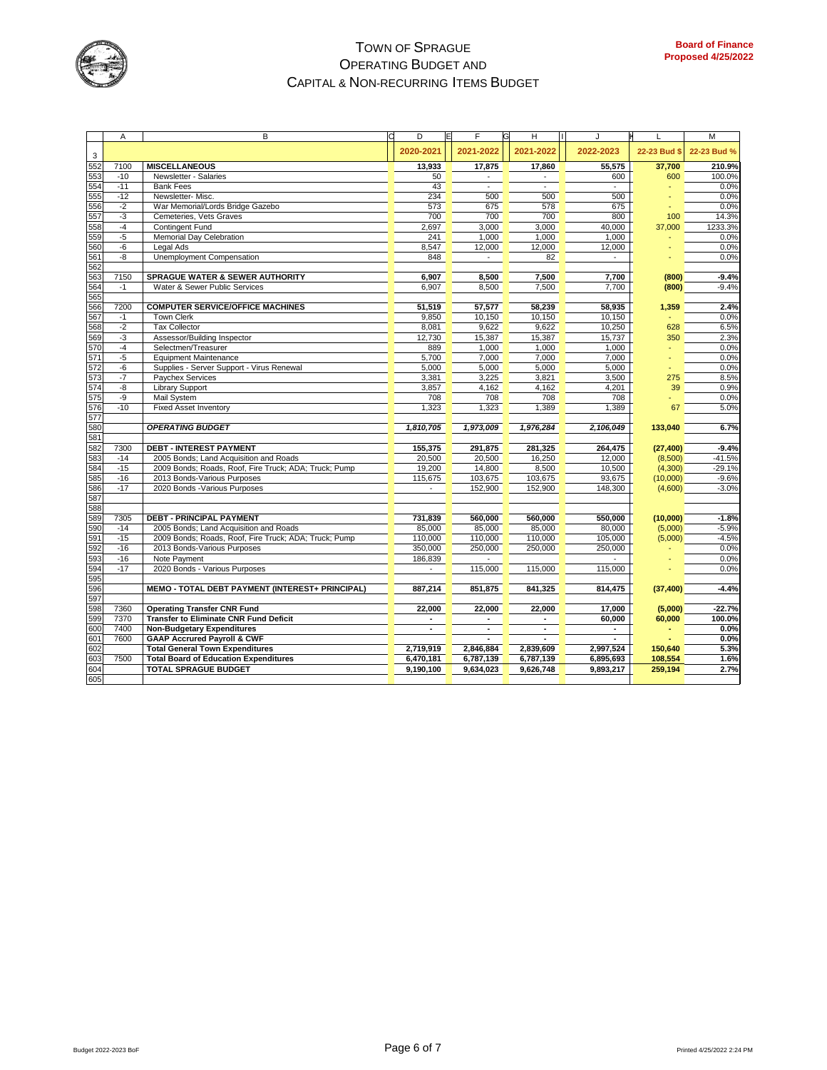# Town of Sprague
## Operating Budget and Capital & Non-Recurring Items Budget

**Board of Finance Proposed 4/25/2022**

| | A | B | D | F | H | J | L | M |
|---|---|---|---|---|---|---|---|---|
| 3 | | | 2020-2021 | 2021-2022 | 2021-2022 | 2022-2023 | 22-23 Bud $ | 22-23 Bud % |
| 552 | 7100 | **MISCELLANEOUS** | **13,933** | **17,875** | **17,860** | **55,575** | **37,700** | **210.9%** |
| 553 | -10 | Newsletter - Salaries | 50 | - | - | 600 | 600 | 100.0% |
| 554 | -11 | Bank Fees | 43 | - | - | - | - | 0.0% |
| 555 | -12 | Newsletter- Misc. | 234 | 500 | 500 | 500 | - | 0.0% |
| 556 | -2 | War Memorial/Lords Bridge Gazebo | 573 | 675 | 578 | 675 | - | 0.0% |
| 557 | -3 | Cemeteries, Vets Graves | 700 | 700 | 700 | 800 | 100 | 14.3% |
| 558 | -4 | Contingent Fund | 2,697 | 3,000 | 3,000 | 40,000 | 37,000 | 1233.3% |
| 559 | -5 | Memorial Day Celebration | 241 | 1,000 | 1,000 | 1,000 | - | 0.0% |
| 560 | -6 | Legal Ads | 8,547 | 12,000 | 12,000 | 12,000 | - | 0.0% |
| 561 | -8 | Unemployment Compensation | 848 | - | 82 | - | - | 0.0% |
| 562 | | | | | | | | |
| 563 | 7150 | **SPRAGUE WATER & SEWER AUTHORITY** | **6,907** | **8,500** | **7,500** | **7,700** | **(800)** | **-9.4%** |
| 564 | -1 | Water & Sewer Public Services | 6,907 | 8,500 | 7,500 | 7,700 | **(800)** | -9.4% |
| 565 | | | | | | | | |
| 566 | 7200 | **COMPUTER SERVICE/OFFICE MACHINES** | **51,519** | **57,577** | **58,239** | **58,935** | **1,359** | **2.4%** |
| 567 | -1 | Town Clerk | 9,850 | 10,150 | 10,150 | 10,150 | - | 0.0% |
| 568 | -2 | Tax Collector | 8,081 | 9,622 | 9,622 | 10,250 | 628 | 6.5% |
| 569 | -3 | Assessor/Building Inspector | 12,730 | 15,387 | 15,387 | 15,737 | 350 | 2.3% |
| 570 | -4 | Selectmen/Treasurer | 889 | 1,000 | 1,000 | 1,000 | - | 0.0% |
| 571 | -5 | Equipment Maintenance | 5,700 | 7,000 | 7,000 | 7,000 | - | 0.0% |
| 572 | -6 | Supplies - Server Support - Virus Renewal | 5,000 | 5,000 | 5,000 | 5,000 | - | 0.0% |
| 573 | -7 | Paychex Services | 3,381 | 3,225 | 3,821 | 3,500 | 275 | 8.5% |
| 574 | -8 | Library Support | 3,857 | 4,162 | 4,162 | 4,201 | 39 | 0.9% |
| 575 | -9 | Mail System | 708 | 708 | 708 | 708 | - | 0.0% |
| 576 | -10 | Fixed Asset Inventory | 1,323 | 1,323 | 1,389 | 1,389 | 67 | 5.0% |
| 577 | | | | | | | | |
| 580 | | ***OPERATING BUDGET*** | ***1,810,705*** | ***1,973,009*** | ***1,976,284*** | ***2,106,049*** | **133,040** | **6.7%** |
| 581 | | | | | | | | |
| 582 | 7300 | **DEBT - INTEREST PAYMENT** | **155,375** | **291,875** | **281,325** | **264,475** | **(27,400)** | **-9.4%** |
| 583 | -14 | 2005 Bonds; Land Acquisition and Roads | 20,500 | 20,500 | 16,250 | 12,000 | (8,500) | -41.5% |
| 584 | -15 | 2009 Bonds; Roads, Roof, Fire Truck; ADA; Truck; Pump | 19,200 | 14,800 | 8,500 | 10,500 | (4,300) | -29.1% |
| 585 | -16 | 2013 Bonds-Various Purposes | 115,675 | 103,675 | 103,675 | 93,675 | (10,000) | -9.6% |
| 586 | -17 | 2020 Bonds -Various Purposes | - | 152,900 | 152,900 | 148,300 | (4,600) | -3.0% |
| 587 | | | | | | | | |
| 588 | | | | | | | | |
| 589 | 7305 | **DEBT - PRINCIPAL PAYMENT** | **731,839** | **560,000** | **560,000** | **550,000** | **(10,000)** | **-1.8%** |
| 590 | -14 | 2005 Bonds; Land Acquisition and Roads | 85,000 | 85,000 | 85,000 | 80,000 | (5,000) | -5.9% |
| 591 | -15 | 2009 Bonds; Roads, Roof, Fire Truck; ADA; Truck; Pump | 110,000 | 110,000 | 110,000 | 105,000 | (5,000) | -4.5% |
| 592 | -16 | 2013 Bonds-Various Purposes | 350,000 | 250,000 | 250,000 | 250,000 | - | 0.0% |
| 593 | -16 | Note Payment | 186,839 | - | - | - | - | 0.0% |
| 594 | -17 | 2020 Bonds - Various Purposes | - | 115,000 | 115,000 | 115,000 | - | 0.0% |
| 595 | | | | | | | | |
| 596 | | **MEMO - TOTAL DEBT PAYMENT (INTEREST+ PRINCIPAL)** | **887,214** | **851,875** | **841,325** | **814,475** | **(37,400)** | **-4.4%** |
| 597 | | | | | | | | |
| 598 | 7360 | **Operating Transfer CNR Fund** | **22,000** | **22,000** | **22,000** | **17,000** | **(5,000)** | **-22.7%** |
| 599 | 7370 | **Transfer to Eliminate CNR Fund Deficit** | **-** | **-** | **-** | **60,000** | **60,000** | **100.0%** |
| 600 | 7400 | **Non-Budgetary Expenditures** | **-** | **-** | **-** | **-** | - | **0.0%** |
| 601 | 7600 | **GAAP Accrued Payroll & CWF** | | **-** | **-** | **-** | - | **0.0%** |
| 602 | | **Total General Town Expenditures** | **2,719,919** | **2,846,884** | **2,839,609** | **2,997,524** | **150,640** | **5.3%** |
| 603 | 7500 | **Total Board of Education Expenditures** | **6,470,181** | **6,787,139** | **6,787,139** | **6,895,693** | **108,554** | **1.6%** |
| 604 | | **TOTAL SPRAGUE BUDGET** | **9,190,100** | **9,634,023** | **9,626,748** | **9,893,217** | **259,194** | **2.7%** |
| 605 | | | | | | | | |

Budget 2022-2023 BoF — Printed 4/25/2022 2:24 PM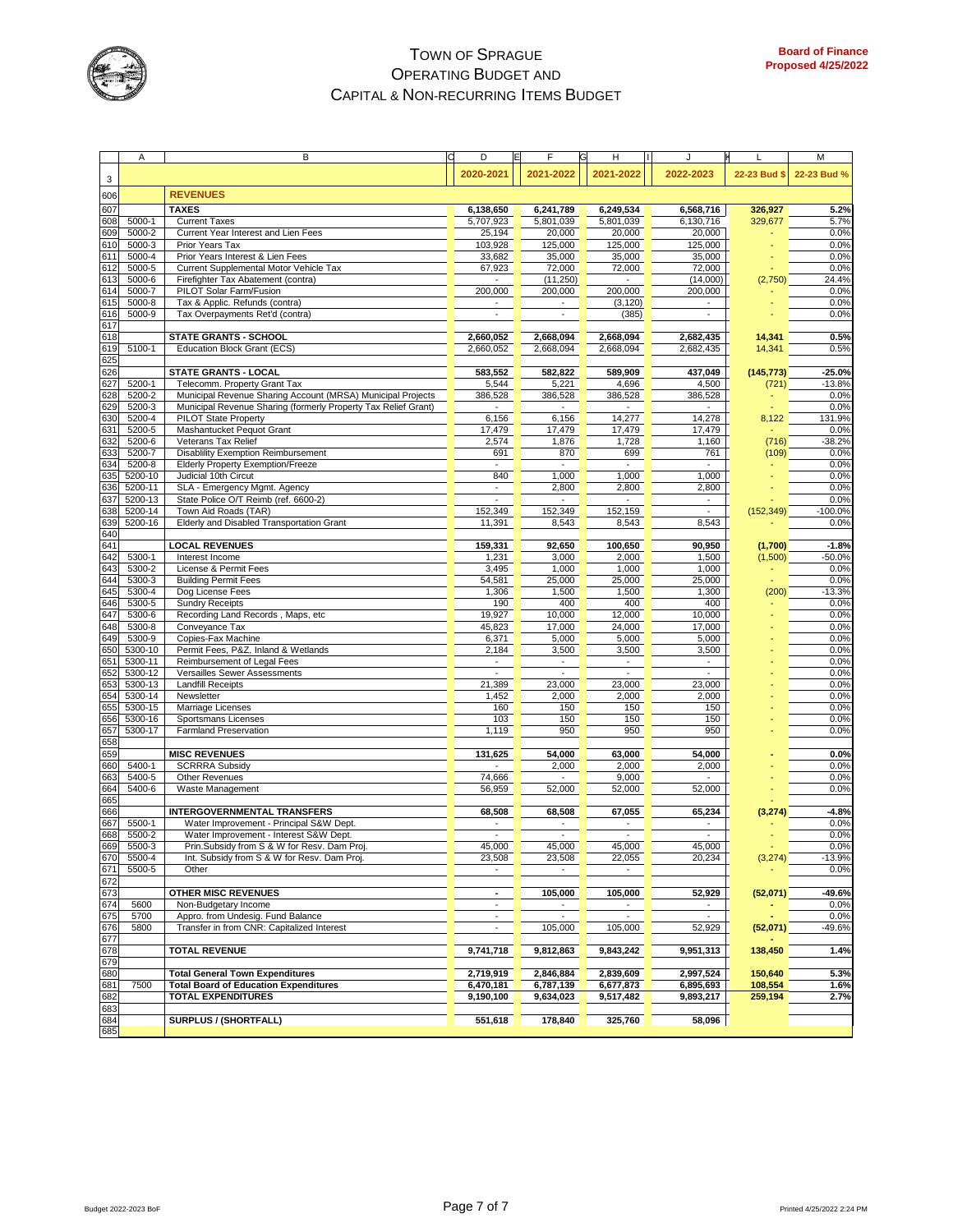# Town of Sprague Operating Budget and Capital & Non-Recurring Items Budget

**Board of Finance Proposed 4/25/2022**

| | A | B | 2020-2021 | 2021-2022 | 2021-2022 | 2022-2023 | 22-23 Bud $ | 22-23 Bud % |
|---|---|---|---|---|---|---|---|---|
| 606 | | **REVENUES** | | | | | | |
| 607 | | **TAXES** | **6,138,650** | **6,241,789** | **6,249,534** | **6,568,716** | **326,927** | **5.2%** |
| 608 | 5000-1 | Current Taxes | 5,707,923 | 5,801,039 | 5,801,039 | 6,130,716 | 329,677 | 5.7% |
| 609 | 5000-2 | Current Year Interest and Lien Fees | 25,194 | 20,000 | 20,000 | 20,000 | - | 0.0% |
| 610 | 5000-3 | Prior Years Tax | 103,928 | 125,000 | 125,000 | 125,000 | - | 0.0% |
| 611 | 5000-4 | Prior Years Interest & Lien Fees | 33,682 | 35,000 | 35,000 | 35,000 | - | 0.0% |
| 612 | 5000-5 | Current Supplemental Motor Vehicle Tax | 67,923 | 72,000 | 72,000 | 72,000 | - | 0.0% |
| 613 | 5000-6 | Firefighter Tax Abatement (contra) | - | (11,250) | - | (14,000) | (2,750) | 24.4% |
| 614 | 5000-7 | PILOT Solar Farm/Fusion | 200,000 | 200,000 | 200,000 | 200,000 | - | 0.0% |
| 615 | 5000-8 | Tax & Applic. Refunds (contra) | - | - | (3,120) | - | - | 0.0% |
| 616 | 5000-9 | Tax Overpayments Ret'd (contra) | - | - | (385) | - | - | 0.0% |
| 617 | | | | | | | | |
| 618 | | **STATE GRANTS - SCHOOL** | **2,660,052** | **2,668,094** | **2,668,094** | **2,682,435** | **14,341** | **0.5%** |
| 619 | 5100-1 | Education Block Grant (ECS) | 2,660,052 | 2,668,094 | 2,668,094 | 2,682,435 | 14,341 | 0.5% |
| 625 | | | | | | | | |
| 626 | | **STATE GRANTS - LOCAL** | **583,552** | **582,822** | **589,909** | **437,049** | **(145,773)** | **-25.0%** |
| 627 | 5200-1 | Telecomm. Property Grant Tax | 5,544 | 5,221 | 4,696 | 4,500 | (721) | -13.8% |
| 628 | 5200-2 | Municipal Revenue Sharing Account (MRSA) Municipal Projects | 386,528 | 386,528 | 386,528 | 386,528 | - | 0.0% |
| 629 | 5200-3 | Municipal Revenue Sharing (formerly Property Tax Relief Grant) | - | - | - | - | - | 0.0% |
| 630 | 5200-4 | PILOT State Property | 6,156 | 6,156 | 14,277 | 14,278 | 8,122 | 131.9% |
| 631 | 5200-5 | Mashantucket Pequot Grant | 17,479 | 17,479 | 17,479 | 17,479 | - | 0.0% |
| 632 | 5200-6 | Veterans Tax Relief | 2,574 | 1,876 | 1,728 | 1,160 | (716) | -38.2% |
| 633 | 5200-7 | Disablility Exemption Reimbursement | 691 | 870 | 699 | 761 | (109) | 0.0% |
| 634 | 5200-8 | Elderly Property Exemption/Freeze | - | - | - | - | - | 0.0% |
| 635 | 5200-10 | Judicial 10th Circut | 840 | 1,000 | 1,000 | 1,000 | - | 0.0% |
| 636 | 5200-11 | SLA - Emergency Mgmt. Agency | - | 2,800 | 2,800 | 2,800 | - | 0.0% |
| 637 | 5200-13 | State Police O/T Reimb (ref. 6600-2) | - | - | - | - | - | 0.0% |
| 638 | 5200-14 | Town Aid Roads (TAR) | 152,349 | 152,349 | 152,159 | - | (152,349) | -100.0% |
| 639 | 5200-16 | Elderly and Disabled Transportation Grant | 11,391 | 8,543 | 8,543 | 8,543 | - | 0.0% |
| 640 | | | | | | | | |
| 641 | | **LOCAL REVENUES** | **159,331** | **92,650** | **100,650** | **90,950** | **(1,700)** | **-1.8%** |
| 642 | 5300-1 | Interest Income | 1,231 | 3,000 | 2,000 | 1,500 | (1,500) | -50.0% |
| 643 | 5300-2 | License & Permit Fees | 3,495 | 1,000 | 1,000 | 1,000 | - | 0.0% |
| 644 | 5300-3 | Building Permit Fees | 54,581 | 25,000 | 25,000 | 25,000 | - | 0.0% |
| 645 | 5300-4 | Dog License Fees | 1,306 | 1,500 | 1,500 | 1,300 | (200) | -13.3% |
| 646 | 5300-5 | Sundry Receipts | 190 | 400 | 400 | 400 | - | 0.0% |
| 647 | 5300-6 | Recording Land Records , Maps, etc | 19,927 | 10,000 | 12,000 | 10,000 | - | 0.0% |
| 648 | 5300-8 | Conveyance Tax | 45,823 | 17,000 | 24,000 | 17,000 | - | 0.0% |
| 649 | 5300-9 | Copies-Fax Machine | 6,371 | 5,000 | 5,000 | 5,000 | - | 0.0% |
| 650 | 5300-10 | Permit Fees, P&Z, Inland & Wetlands | 2,184 | 3,500 | 3,500 | 3,500 | - | 0.0% |
| 651 | 5300-11 | Reimbursement of Legal Fees | - | - | - | - | - | 0.0% |
| 652 | 5300-12 | Versailles Sewer Assessments | - | - | - | - | - | 0.0% |
| 653 | 5300-13 | Landfill Receipts | 21,389 | 23,000 | 23,000 | 23,000 | - | 0.0% |
| 654 | 5300-14 | Newsletter | 1,452 | 2,000 | 2,000 | 2,000 | - | 0.0% |
| 655 | 5300-15 | Marriage Licenses | 160 | 150 | 150 | 150 | - | 0.0% |
| 656 | 5300-16 | Sportsmans Licenses | 103 | 150 | 150 | 150 | - | 0.0% |
| 657 | 5300-17 | Farmland Preservation | 1,119 | 950 | 950 | 950 | - | 0.0% |
| 658 | | | | | | | | |
| 659 | | **MISC REVENUES** | **131,625** | **54,000** | **63,000** | **54,000** | **-** | **0.0%** |
| 660 | 5400-1 | SCRRRA Subsidy | - | 2,000 | 2,000 | 2,000 | - | 0.0% |
| 663 | 5400-5 | Other Revenues | 74,666 | - | 9,000 | - | - | 0.0% |
| 664 | 5400-6 | Waste Management | 56,959 | 52,000 | 52,000 | 52,000 | - | 0.0% |
| 665 | | | | | | | - | |
| 666 | | **INTERGOVERNMENTAL TRANSFERS** | **68,508** | **68,508** | **67,055** | **65,234** | **(3,274)** | **-4.8%** |
| 667 | 5500-1 | Water Improvement - Principal S&W Dept. | - | - | - | - | - | 0.0% |
| 668 | 5500-2 | Water Improvement - Interest S&W Dept. | - | - | - | - | - | 0.0% |
| 669 | 5500-3 | Prin.Subsidy from S & W for Resv. Dam Proj. | 45,000 | 45,000 | 45,000 | 45,000 | - | 0.0% |
| 670 | 5500-4 | Int. Subsidy from S & W for Resv. Dam Proj. | 23,508 | 23,508 | 22,055 | 20,234 | (3,274) | -13.9% |
| 671 | 5500-5 | Other | - | - | - | - | - | 0.0% |
| 672 | | | | | | | | |
| 673 | | **OTHER MISC REVENUES** | **-** | **105,000** | **105,000** | **52,929** | **(52,071)** | **-49.6%** |
| 674 | 5600 | Non-Budgetary Income | - | - | - | - | - | 0.0% |
| 675 | 5700 | Appro. from Undesig. Fund Balance | - | - | - | - | - | 0.0% |
| 676 | 5800 | Transfer in from CNR: Capitalized Interest | - | 105,000 | 105,000 | 52,929 | (52,071) | -49.6% |
| 677 | | | | | | | - | |
| 678 | | **TOTAL REVENUE** | **9,741,718** | **9,812,863** | **9,843,242** | **9,951,313** | **138,450** | **1.4%** |
| 679 | | | | | | | | |
| 680 | | **Total General Town Expenditures** | **2,719,919** | **2,846,884** | **2,839,609** | **2,997,524** | **150,640** | **5.3%** |
| 681 | 7500 | **Total Board of Education Expenditures** | **6,470,181** | **6,787,139** | **6,677,873** | **6,895,693** | **108,554** | **1.6%** |
| 682 | | **TOTAL EXPENDITURES** | **9,190,100** | **9,634,023** | **9,517,482** | **9,893,217** | **259,194** | **2.7%** |
| 683 | | | | | | | | |
| 684 | | **SURPLUS / (SHORTFALL)** | **551,618** | **178,840** | **325,760** | **58,096** | | |
| 685 | | | | | | | | |

Budget 2022-2023 BoF

Printed 4/25/2022 2:24 PM